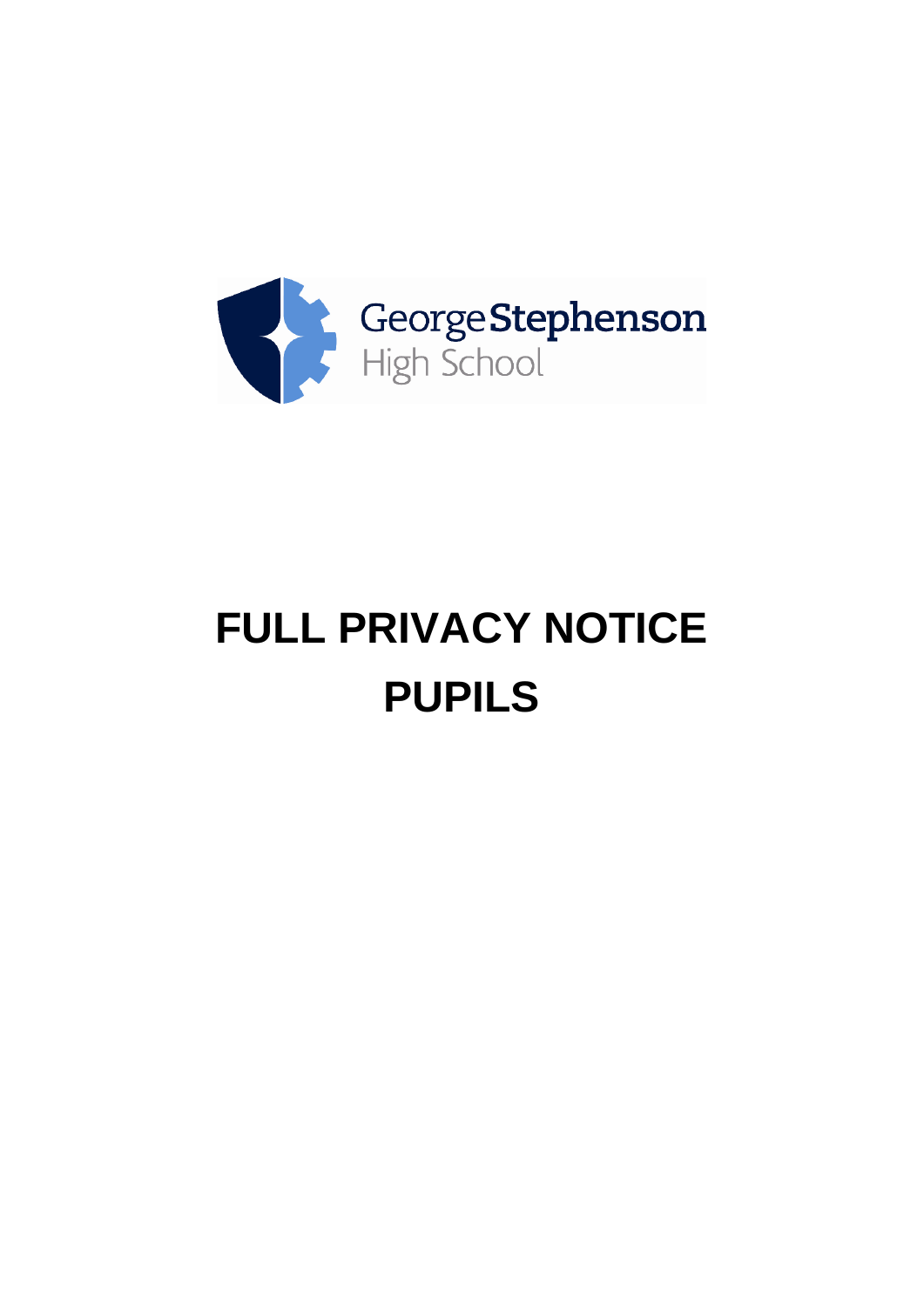George Stephenson High School

# FULL PRIVACY NOTICE

# PUPILS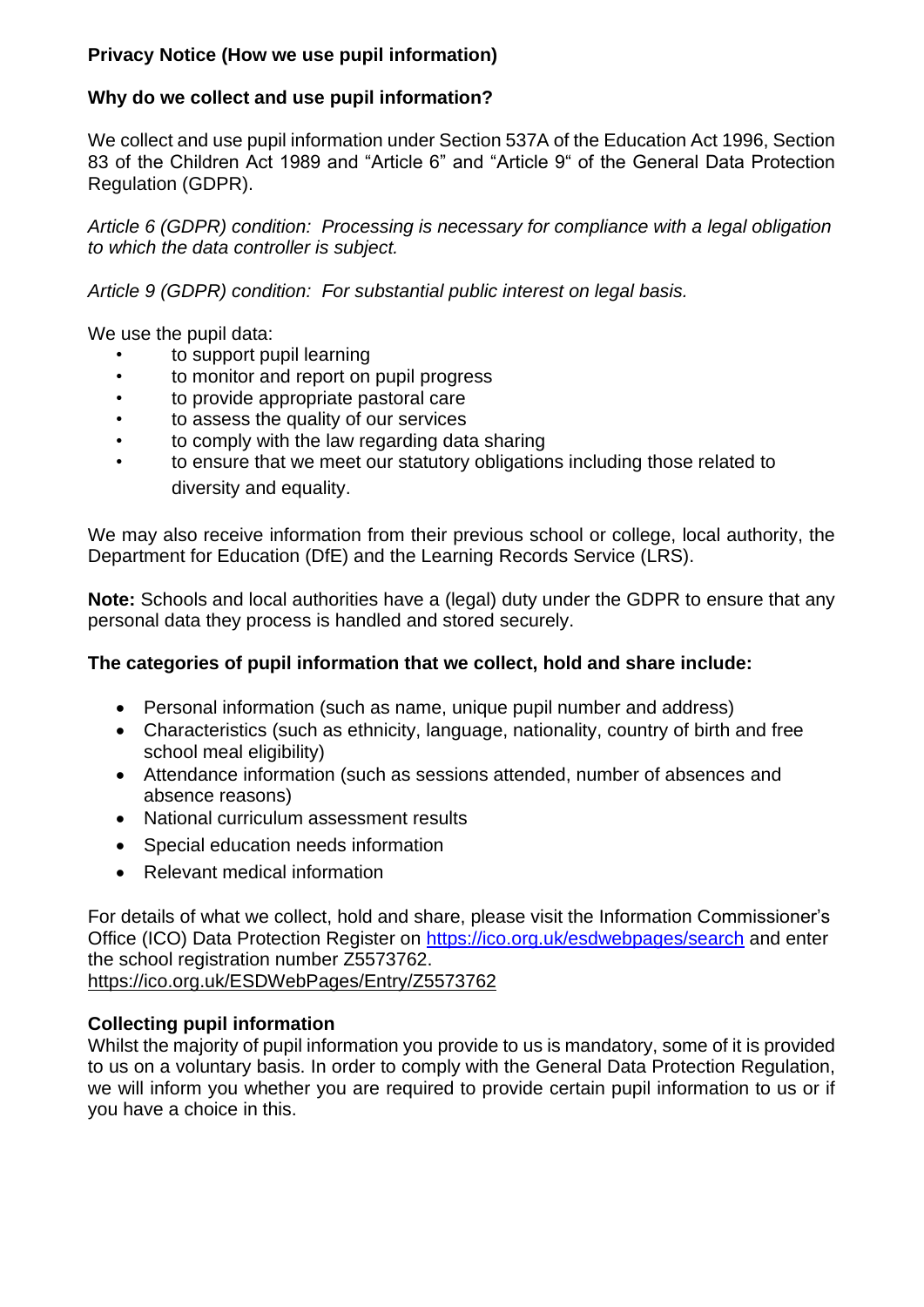**Privacy Notice (How we use pupil information)**

**Why do we collect and use pupil information?**

We collect and use pupil information under Section 537A of the Education Act 1996, Section 83 of the Children Act 1989 and "Article 6" and "Article 9" of the General Data Protection Regulation (GDPR).

*Article 6 (GDPR) condition: Processing is necessary for compliance with a legal obligation to which the data controller is subject.*

*Article 9 (GDPR) condition: For substantial public interest on legal basis.*

We use the pupil data:

- to support pupil learning
- to monitor and report on pupil progress
- to provide appropriate pastoral care
- to assess the quality of our services
- to comply with the law regarding data sharing
- to ensure that we meet our statutory obligations including those related to diversity and equality.

We may also receive information from their previous school or college, local authority, the Department for Education (DfE) and the Learning Records Service (LRS).

**Note:** Schools and local authorities have a (legal) duty under the GDPR to ensure that any personal data they process is handled and stored securely.

**The categories of pupil information that we collect, hold and share include:**

- Personal information (such as name, unique pupil number and address)
- Characteristics (such as ethnicity, language, nationality, country of birth and free school meal eligibility)
- Attendance information (such as sessions attended, number of absences and absence reasons)
- National curriculum assessment results
- Special education needs information
- Relevant medical information

For details of what we collect, hold and share, please visit the Information Commissioner's Office (ICO) Data Protection Register on https://ico.org.uk/esdwebpages/search and enter the school registration number Z5573762.
https://ico.org.uk/ESDWebPages/Entry/Z5573762

**Collecting pupil information**

Whilst the majority of pupil information you provide to us is mandatory, some of it is provided to us on a voluntary basis. In order to comply with the General Data Protection Regulation, we will inform you whether you are required to provide certain pupil information to us or if you have a choice in this.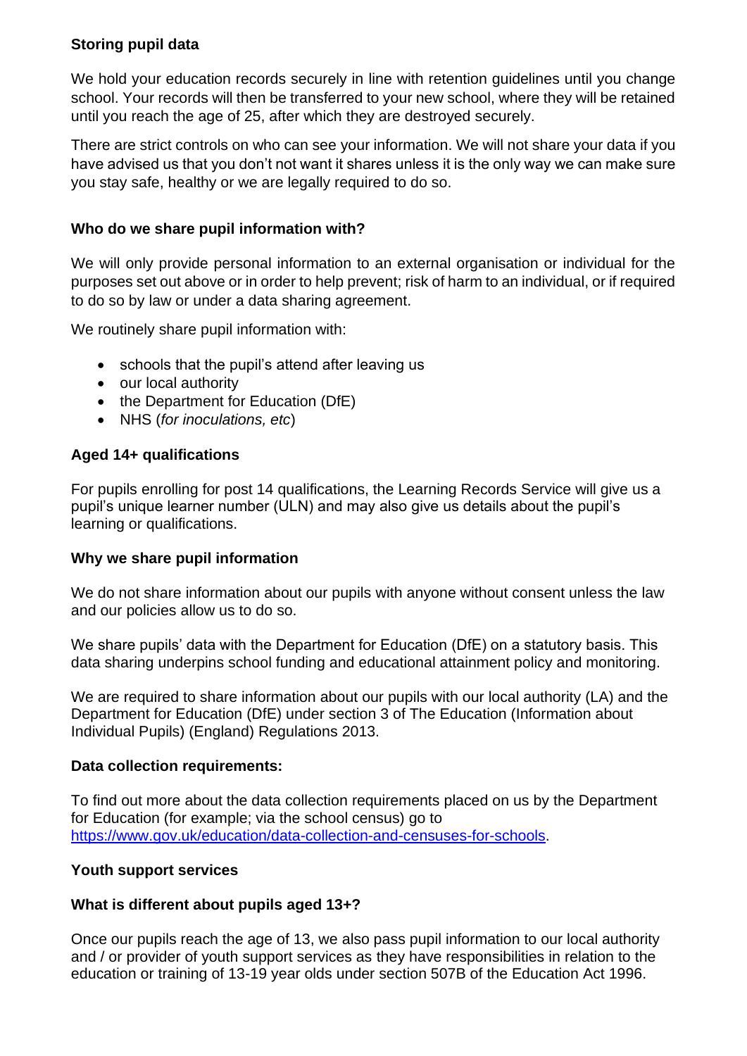**Storing pupil data**

We hold your education records securely in line with retention guidelines until you change school. Your records will then be transferred to your new school, where they will be retained until you reach the age of 25, after which they are destroyed securely.

There are strict controls on who can see your information. We will not share your data if you have advised us that you don't not want it shares unless it is the only way we can make sure you stay safe, healthy or we are legally required to do so.

**Who do we share pupil information with?**

We will only provide personal information to an external organisation or individual for the purposes set out above or in order to help prevent; risk of harm to an individual, or if required to do so by law or under a data sharing agreement.

We routinely share pupil information with:

- schools that the pupil's attend after leaving us
- our local authority
- the Department for Education (DfE)
- NHS (*for inoculations, etc*)

**Aged 14+ qualifications**

For pupils enrolling for post 14 qualifications, the Learning Records Service will give us a pupil's unique learner number (ULN) and may also give us details about the pupil's learning or qualifications.

**Why we share pupil information**

We do not share information about our pupils with anyone without consent unless the law and our policies allow us to do so.

We share pupils' data with the Department for Education (DfE) on a statutory basis. This data sharing underpins school funding and educational attainment policy and monitoring.

We are required to share information about our pupils with our local authority (LA) and the Department for Education (DfE) under section 3 of The Education (Information about Individual Pupils) (England) Regulations 2013.

**Data collection requirements:**

To find out more about the data collection requirements placed on us by the Department for Education (for example; via the school census) go to [https://www.gov.uk/education/data-collection-and-censuses-for-schools](https://www.gov.uk/education/data-collection-and-censuses-for-schools).

**Youth support services**

**What is different about pupils aged 13+?**

Once our pupils reach the age of 13, we also pass pupil information to our local authority and / or provider of youth support services as they have responsibilities in relation to the education or training of 13-19 year olds under section 507B of the Education Act 1996.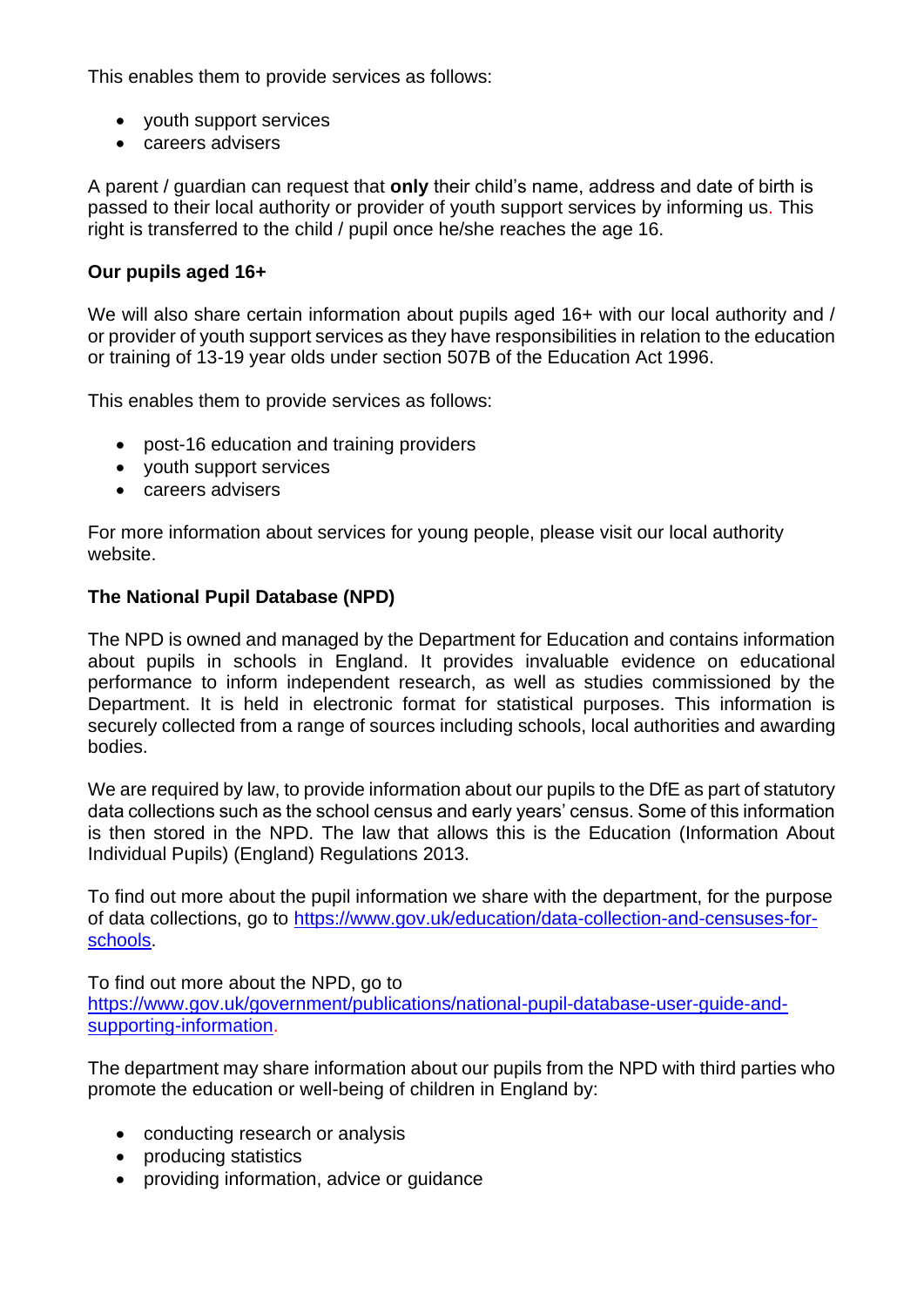This enables them to provide services as follows:

- youth support services
- careers advisers

A parent / guardian can request that **only** their child's name, address and date of birth is passed to their local authority or provider of youth support services by informing us. This right is transferred to the child / pupil once he/she reaches the age 16.

**Our pupils aged 16+**

We will also share certain information about pupils aged 16+ with our local authority and / or provider of youth support services as they have responsibilities in relation to the education or training of 13-19 year olds under section 507B of the Education Act 1996.

This enables them to provide services as follows:

- post-16 education and training providers
- youth support services
- careers advisers

For more information about services for young people, please visit our local authority website.

**The National Pupil Database (NPD)**

The NPD is owned and managed by the Department for Education and contains information about pupils in schools in England. It provides invaluable evidence on educational performance to inform independent research, as well as studies commissioned by the Department. It is held in electronic format for statistical purposes. This information is securely collected from a range of sources including schools, local authorities and awarding bodies.

We are required by law, to provide information about our pupils to the DfE as part of statutory data collections such as the school census and early years' census. Some of this information is then stored in the NPD. The law that allows this is the Education (Information About Individual Pupils) (England) Regulations 2013.

To find out more about the pupil information we share with the department, for the purpose of data collections, go to [https://www.gov.uk/education/data-collection-and-censuses-for-schools](https://www.gov.uk/education/data-collection-and-censuses-for-schools).

To find out more about the NPD, go to [https://www.gov.uk/government/publications/national-pupil-database-user-guide-and-supporting-information](https://www.gov.uk/government/publications/national-pupil-database-user-guide-and-supporting-information).

The department may share information about our pupils from the NPD with third parties who promote the education or well-being of children in England by:

- conducting research or analysis
- producing statistics
- providing information, advice or guidance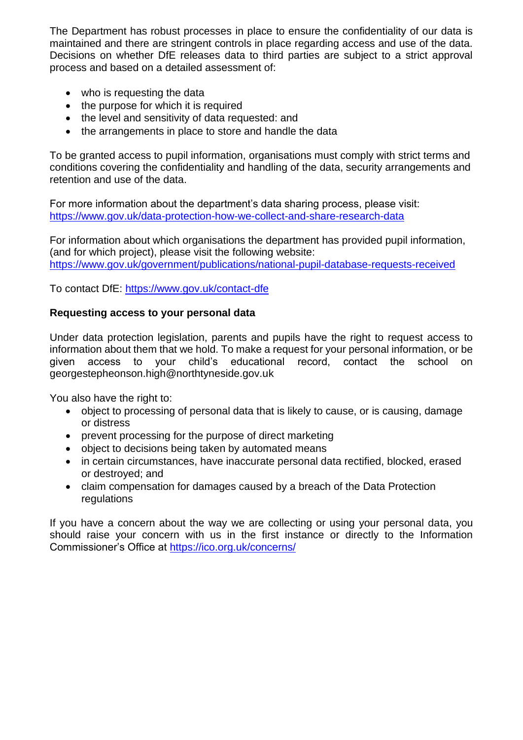The Department has robust processes in place to ensure the confidentiality of our data is maintained and there are stringent controls in place regarding access and use of the data. Decisions on whether DfE releases data to third parties are subject to a strict approval process and based on a detailed assessment of:

- who is requesting the data
- the purpose for which it is required
- the level and sensitivity of data requested: and
- the arrangements in place to store and handle the data

To be granted access to pupil information, organisations must comply with strict terms and conditions covering the confidentiality and handling of the data, security arrangements and retention and use of the data.

For more information about the department's data sharing process, please visit: https://www.gov.uk/data-protection-how-we-collect-and-share-research-data

For information about which organisations the department has provided pupil information, (and for which project), please visit the following website: https://www.gov.uk/government/publications/national-pupil-database-requests-received

To contact DfE: https://www.gov.uk/contact-dfe

**Requesting access to your personal data**

Under data protection legislation, parents and pupils have the right to request access to information about them that we hold. To make a request for your personal information, or be given access to your child's educational record, contact the school on georgestepheonson.high@northtyneside.gov.uk

You also have the right to:

- object to processing of personal data that is likely to cause, or is causing, damage or distress
- prevent processing for the purpose of direct marketing
- object to decisions being taken by automated means
- in certain circumstances, have inaccurate personal data rectified, blocked, erased or destroyed; and
- claim compensation for damages caused by a breach of the Data Protection regulations

If you have a concern about the way we are collecting or using your personal data, you should raise your concern with us in the first instance or directly to the Information Commissioner's Office at https://ico.org.uk/concerns/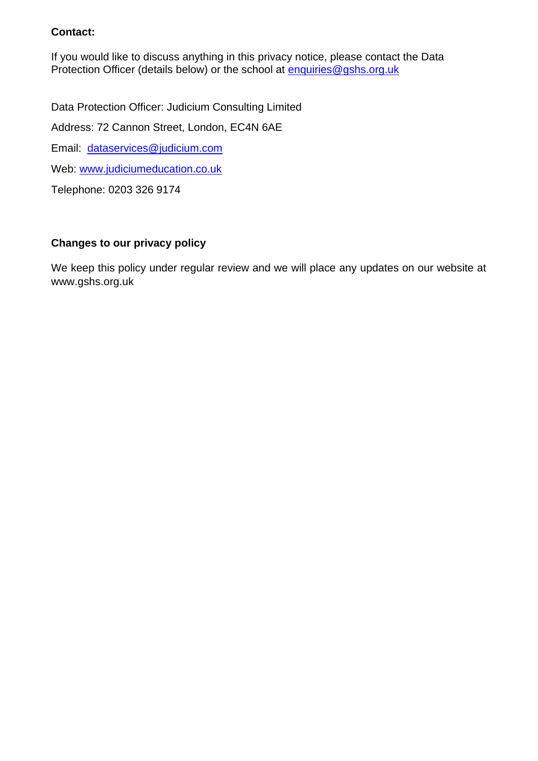**Contact:**

If you would like to discuss anything in this privacy notice, please contact the Data Protection Officer (details below) or the school at enquiries@gshs.org.uk

Data Protection Officer: Judicium Consulting Limited

Address: 72 Cannon Street, London, EC4N 6AE

Email: dataservices@judicium.com

Web: www.judiciumeducation.co.uk

Telephone: 0203 326 9174

**Changes to our privacy policy**

We keep this policy under regular review and we will place any updates on our website at www.gshs.org.uk